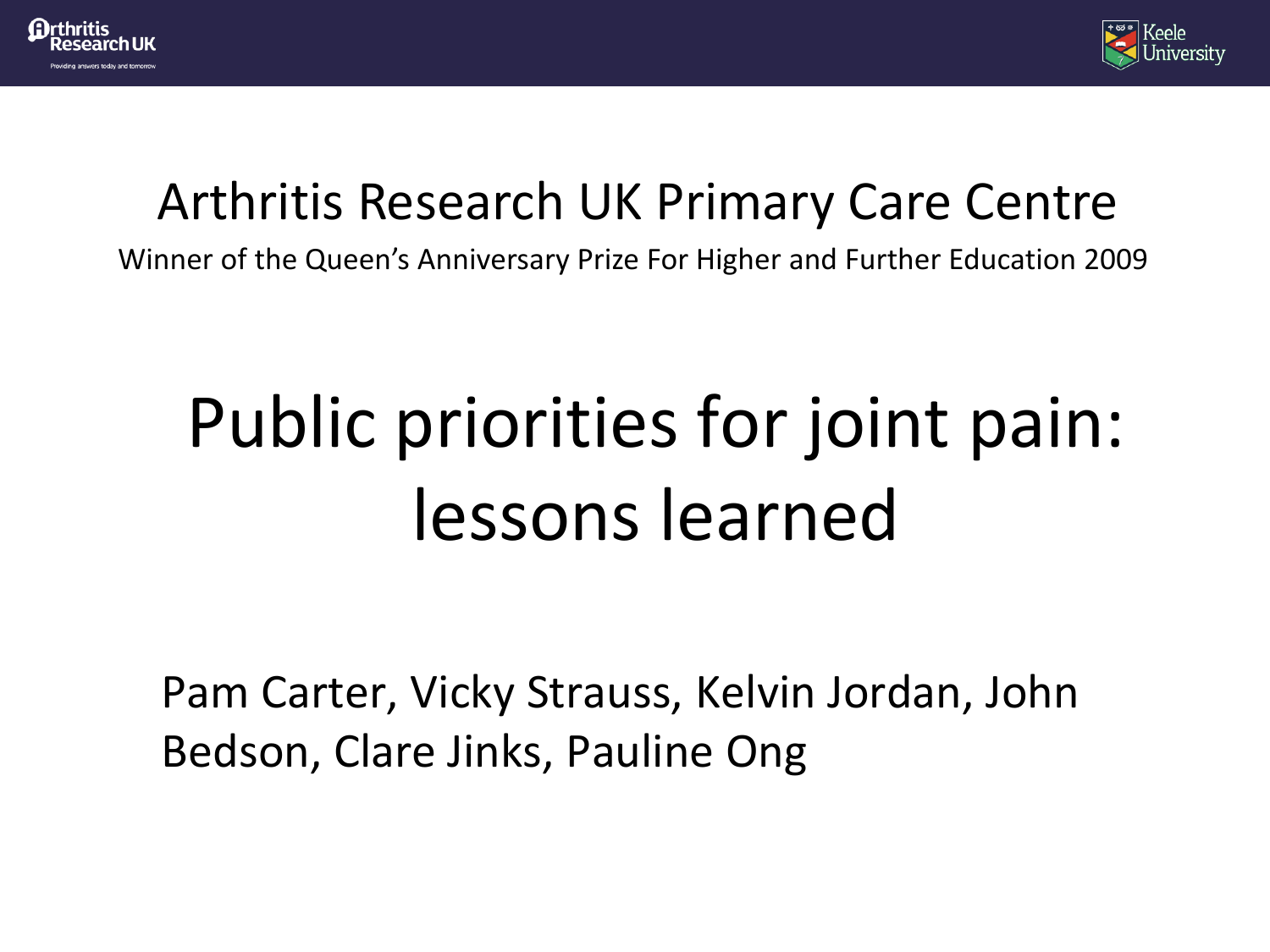Arthritis Research UK — Providing answers today and tomorrow

Keele University

## Arthritis Research UK Primary Care Centre

Winner of the Queen's Anniversary Prize For Higher and Further Education 2009

# Public priorities for joint pain: lessons learned

Pam Carter, Vicky Strauss, Kelvin Jordan, John Bedson, Clare Jinks, Pauline Ong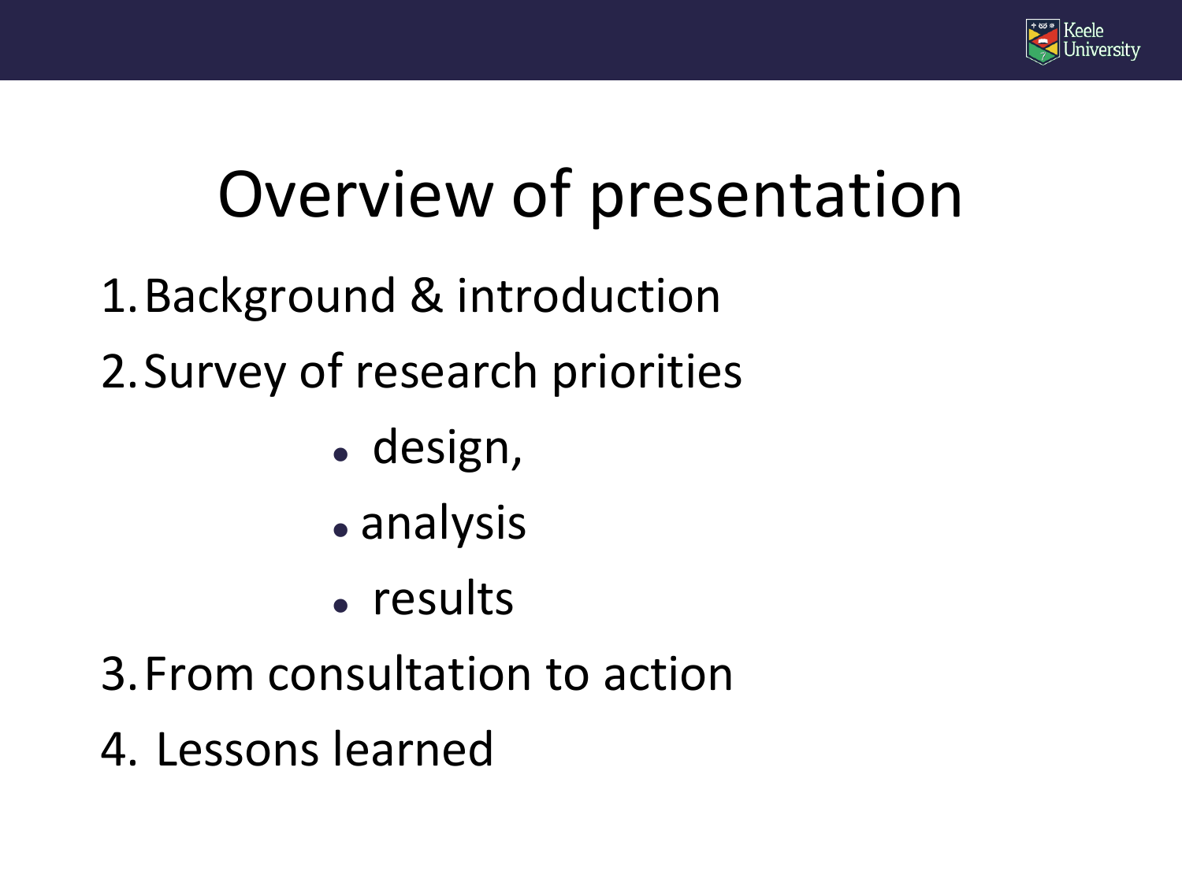# Overview of presentation

1. Background & introduction
2. Survey of research priorities
   - design,
   - analysis
   - results
3. From consultation to action
4. Lessons learned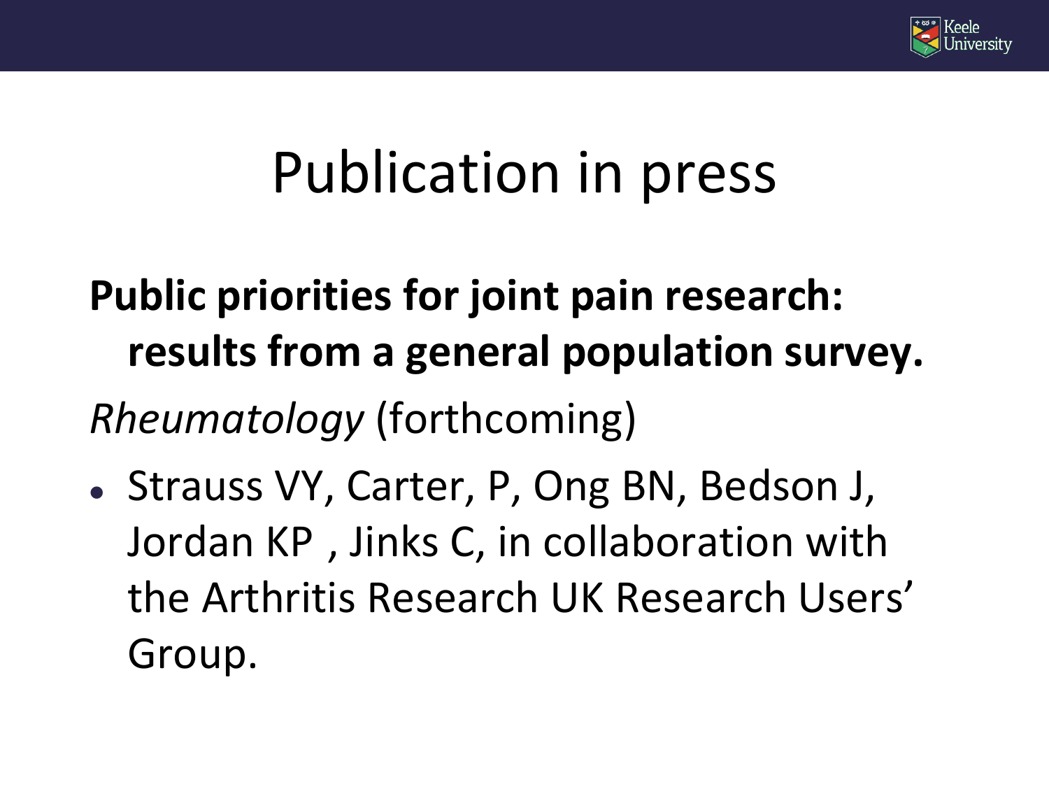# Publication in press

**Public priorities for joint pain research: results from a general population survey.**

*Rheumatology* (forthcoming)

- Strauss VY, Carter, P, Ong BN, Bedson J, Jordan KP , Jinks C, in collaboration with the Arthritis Research UK Research Users' Group.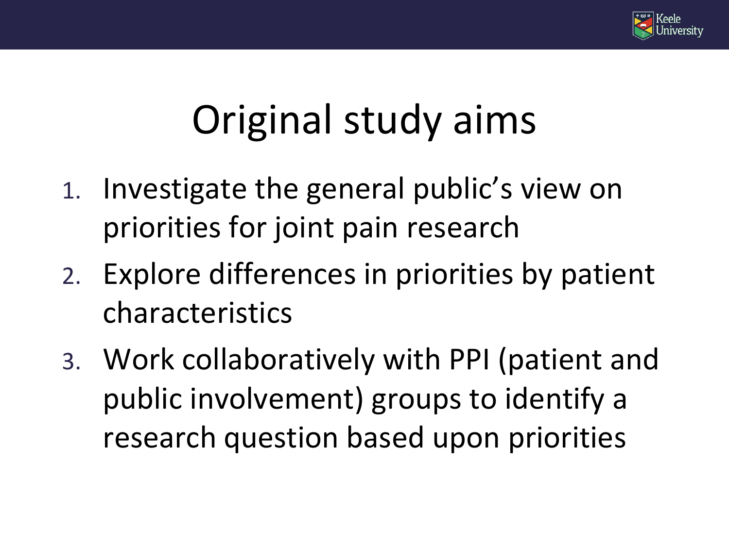# Original study aims

1. Investigate the general public's view on priorities for joint pain research
2. Explore differences in priorities by patient characteristics
3. Work collaboratively with PPI (patient and public involvement) groups to identify a research question based upon priorities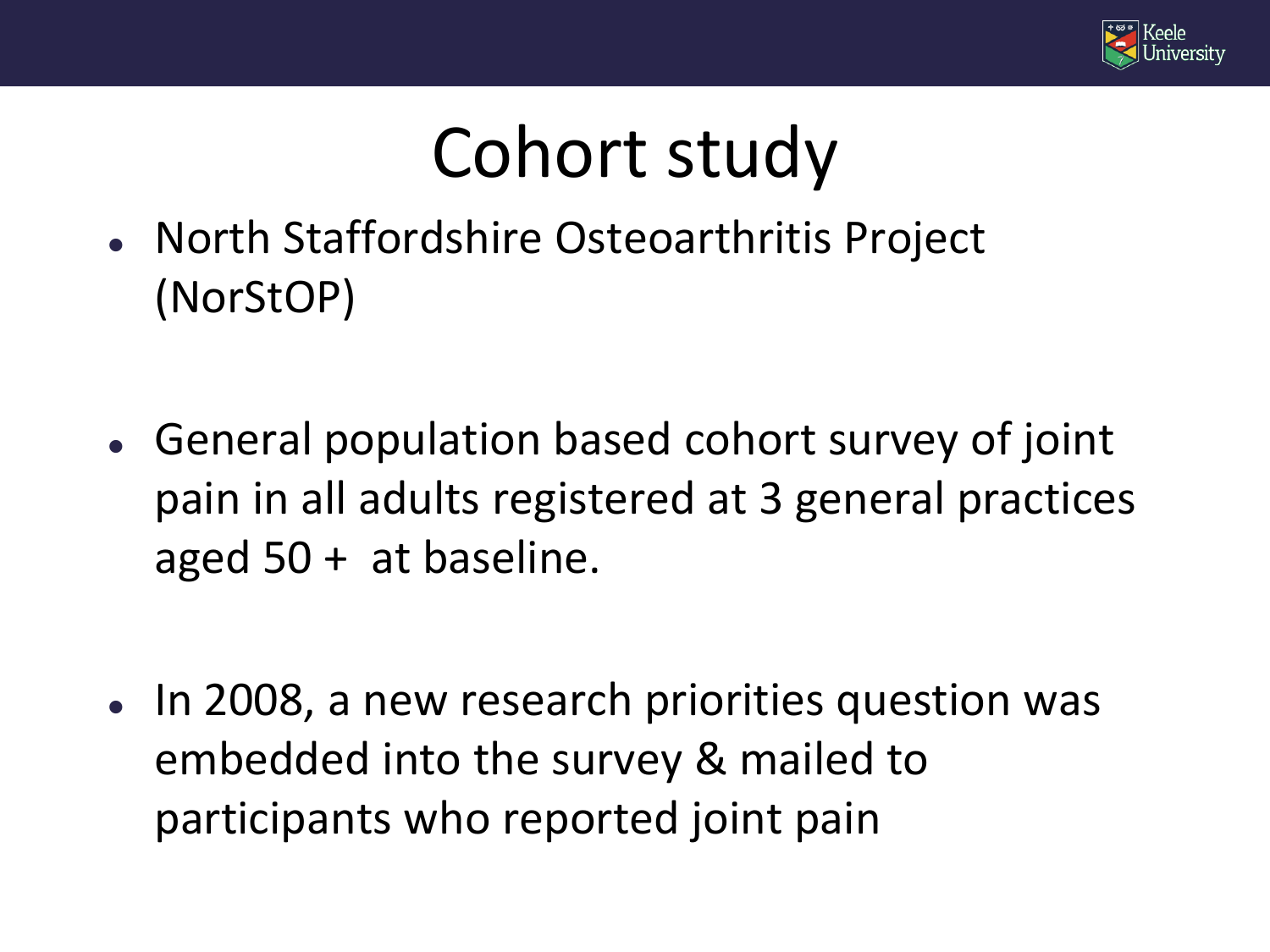# Cohort study

- North Staffordshire Osteoarthritis Project (NorStOP)

- General population based cohort survey of joint pain in all adults registered at 3 general practices aged 50 + at baseline.

- In 2008, a new research priorities question was embedded into the survey & mailed to participants who reported joint pain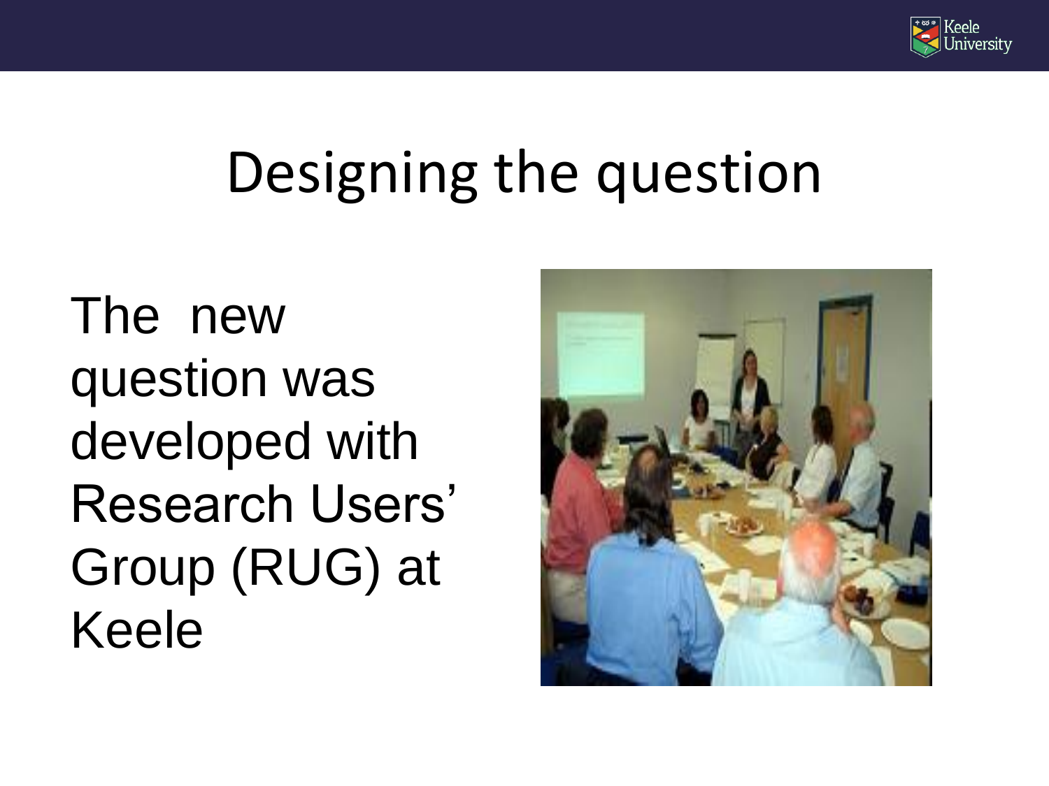# Designing the question

The new question was developed with Research Users' Group (RUG) at Keele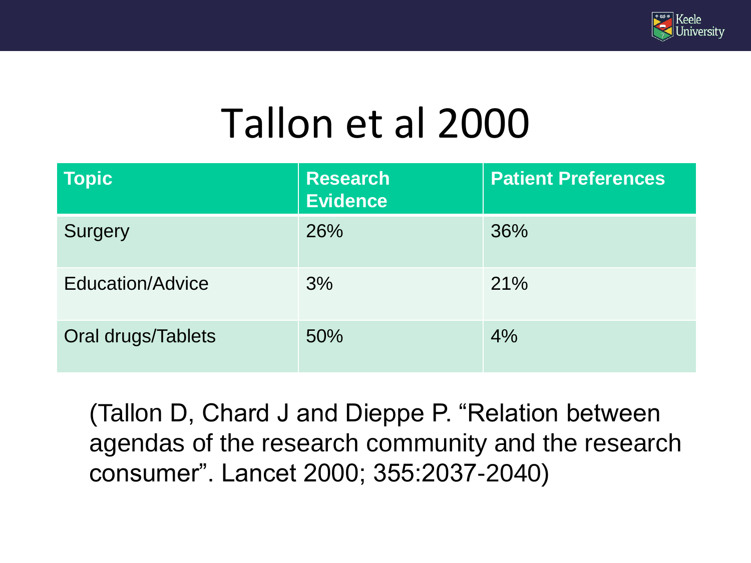# Tallon et al 2000

| Topic | Research Evidence | Patient Preferences |
|---|---|---|
| Surgery | 26% | 36% |
| Education/Advice | 3% | 21% |
| Oral drugs/Tablets | 50% | 4% |

(Tallon D, Chard J and Dieppe P. “Relation between agendas of the research community and the research consumer”. Lancet 2000; 355:2037-2040)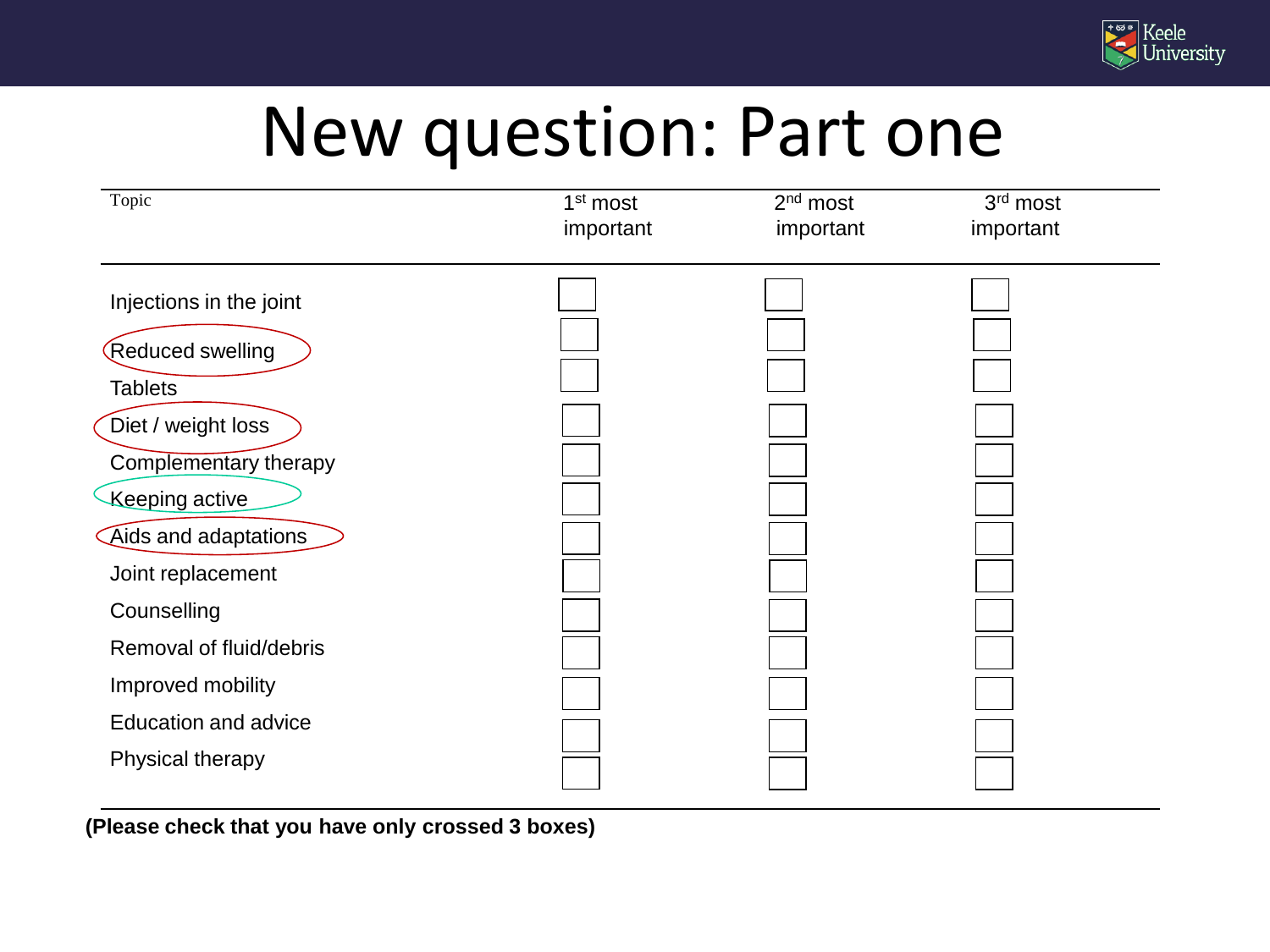# New question: Part one

| Topic | 1st most important | 2nd most important | 3rd most important |
|---|---|---|---|
| Injections in the joint | ☐ | ☐ | ☐ |
| Reduced swelling | ☐ | ☐ | ☐ |
| Tablets | ☐ | ☐ | ☐ |
| Diet / weight loss | ☐ | ☐ | ☐ |
| Complementary therapy | ☐ | ☐ | ☐ |
| Keeping active | ☐ | ☐ | ☐ |
| Aids and adaptations | ☐ | ☐ | ☐ |
| Joint replacement | ☐ | ☐ | ☐ |
| Counselling | ☐ | ☐ | ☐ |
| Removal of fluid/debris | ☐ | ☐ | ☐ |
| Improved mobility | ☐ | ☐ | ☐ |
| Education and advice | ☐ | ☐ | ☐ |
| Physical therapy | ☐ | ☐ | ☐ |

**(Please check that you have only crossed 3 boxes)**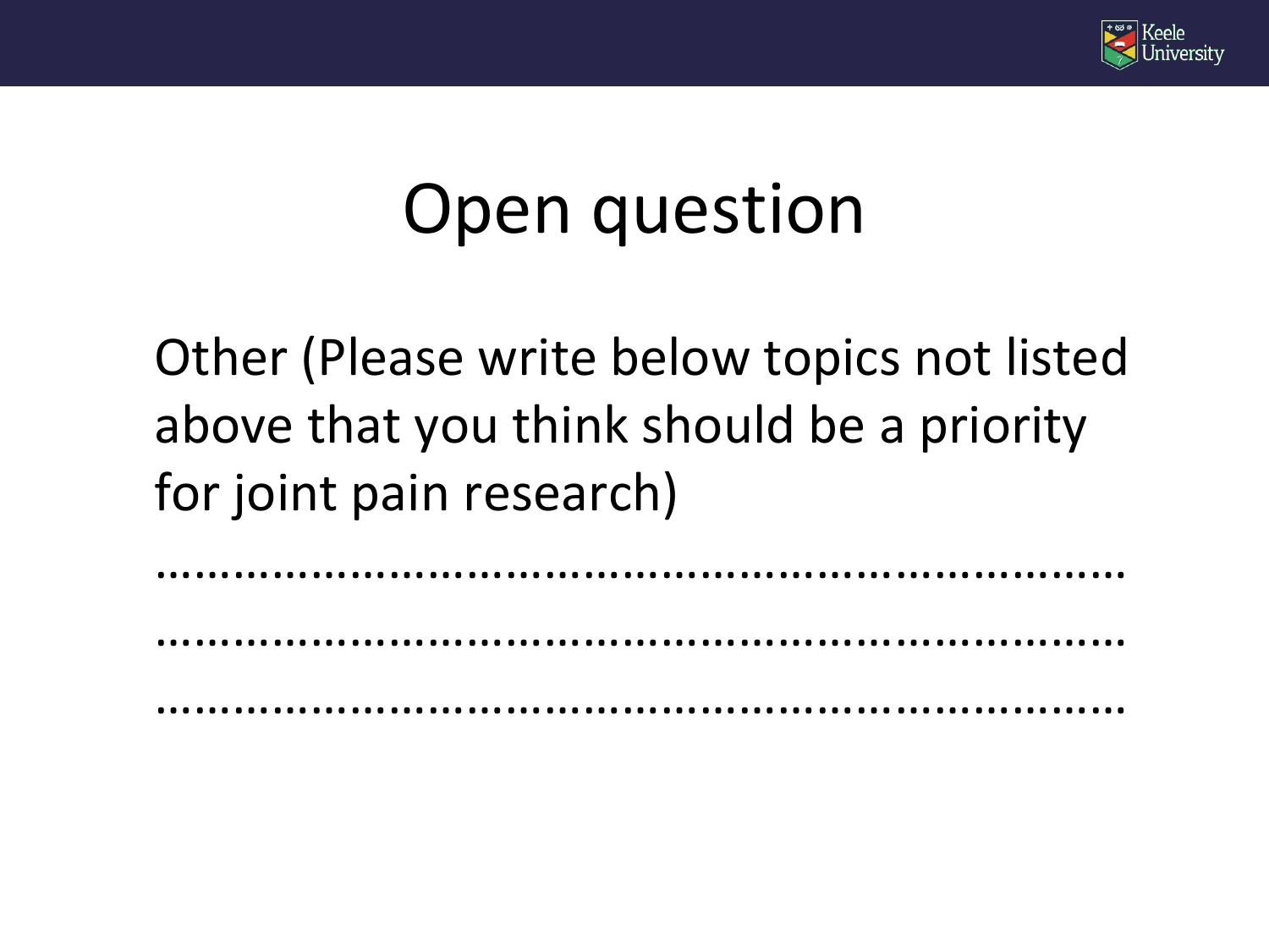# Open question

Other (Please write below topics not listed above that you think should be a priority for joint pain research)

……………………………………………………………………

……………………………………………………………………

……………………………………………………………………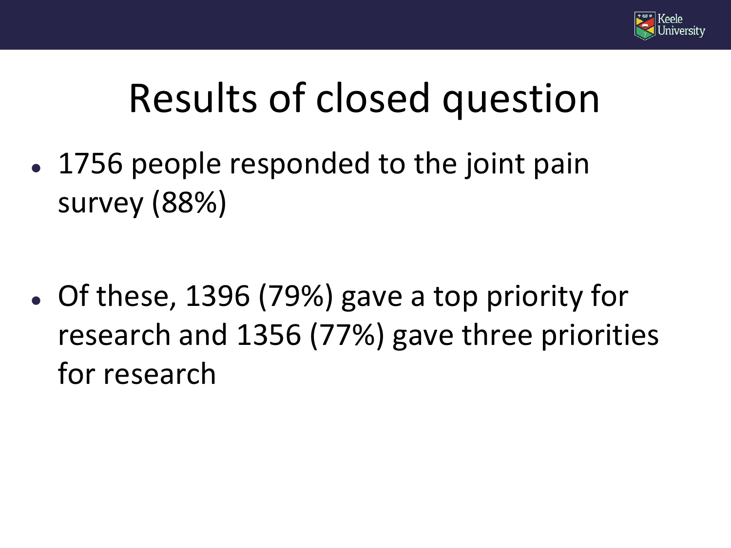# Results of closed question

- 1756 people responded to the joint pain survey (88%)
- Of these, 1396 (79%) gave a top priority for research and 1356 (77%) gave three priorities for research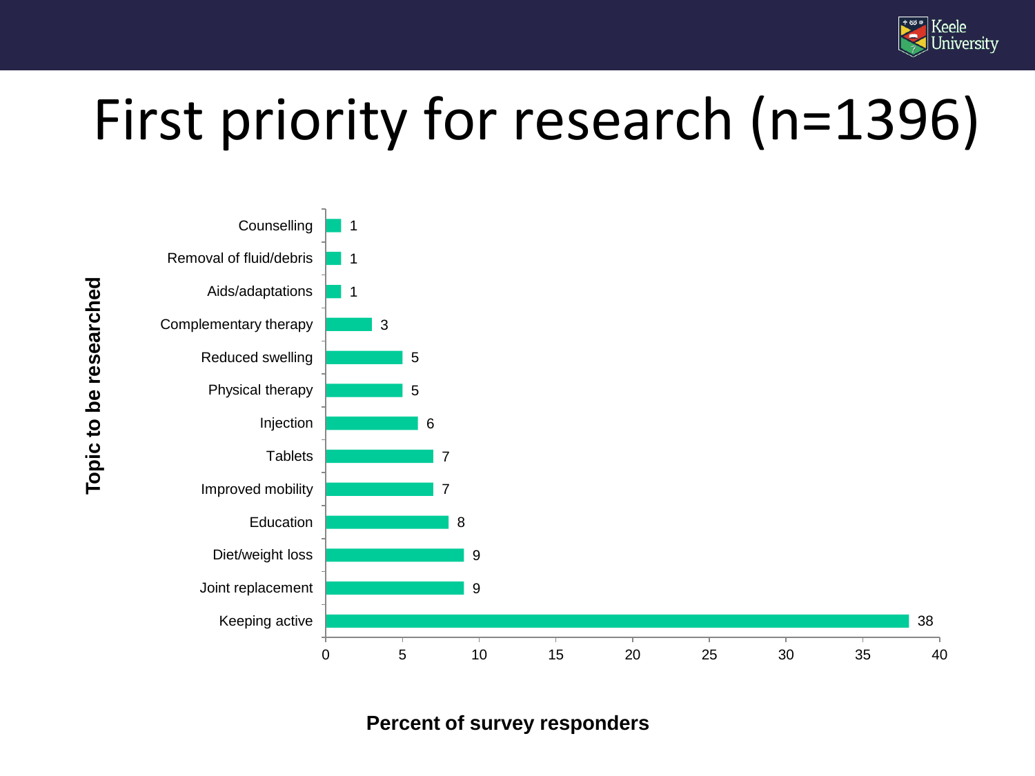# First priority for research (n=1396)

| Topic to be researched | Percent of survey responders |
|---|---|
| Counselling | 1 |
| Removal of fluid/debris | 1 |
| Aids/adaptations | 1 |
| Complementary therapy | 3 |
| Reduced swelling | 5 |
| Physical therapy | 5 |
| Injection | 6 |
| Tablets | 7 |
| Improved mobility | 7 |
| Education | 8 |
| Diet/weight loss | 9 |
| Joint replacement | 9 |
| Keeping active | 38 |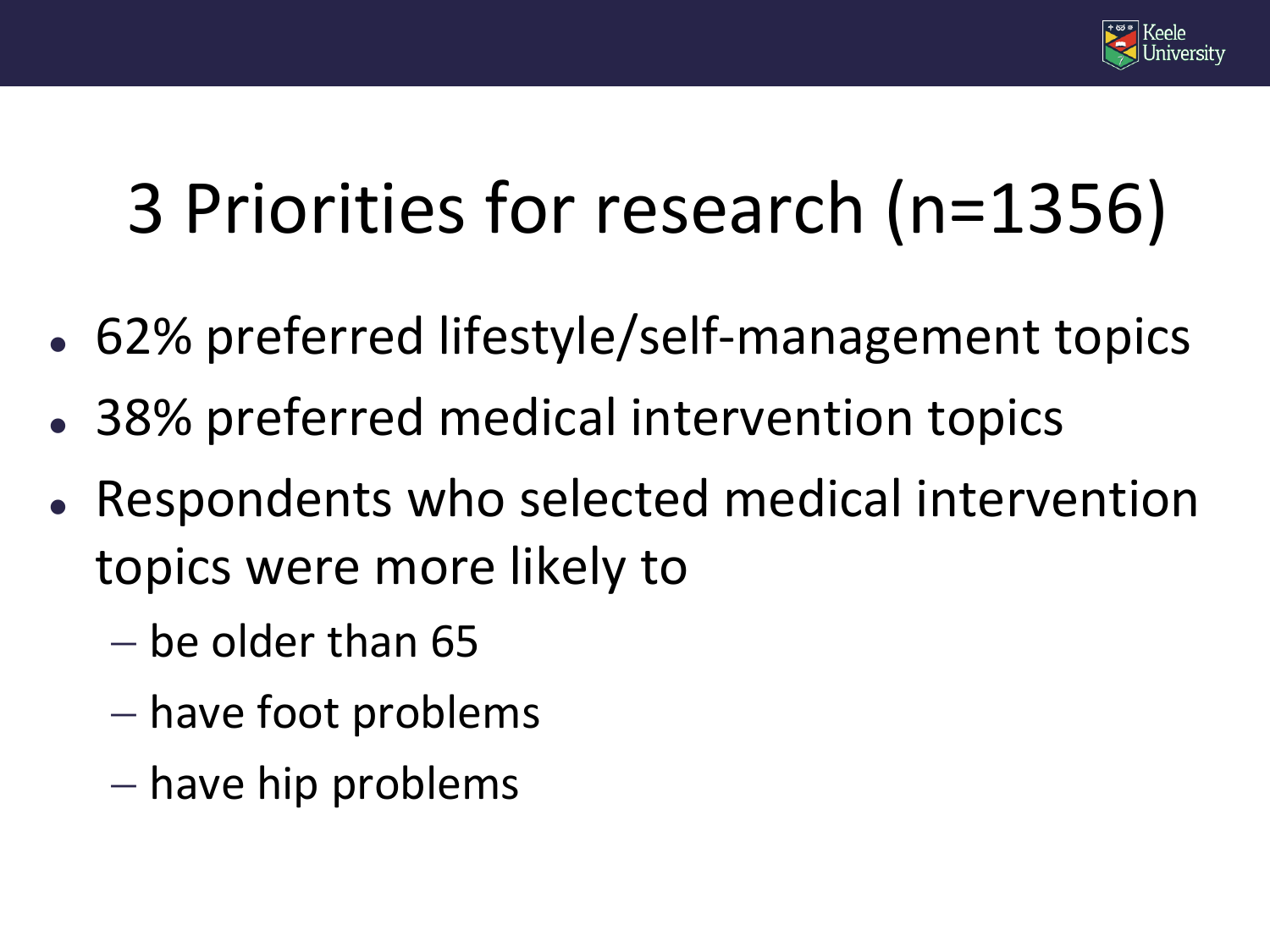# 3 Priorities for research (n=1356)

- 62% preferred lifestyle/self-management topics
- 38% preferred medical intervention topics
- Respondents who selected medical intervention topics were more likely to
  - be older than 65
  - have foot problems
  - have hip problems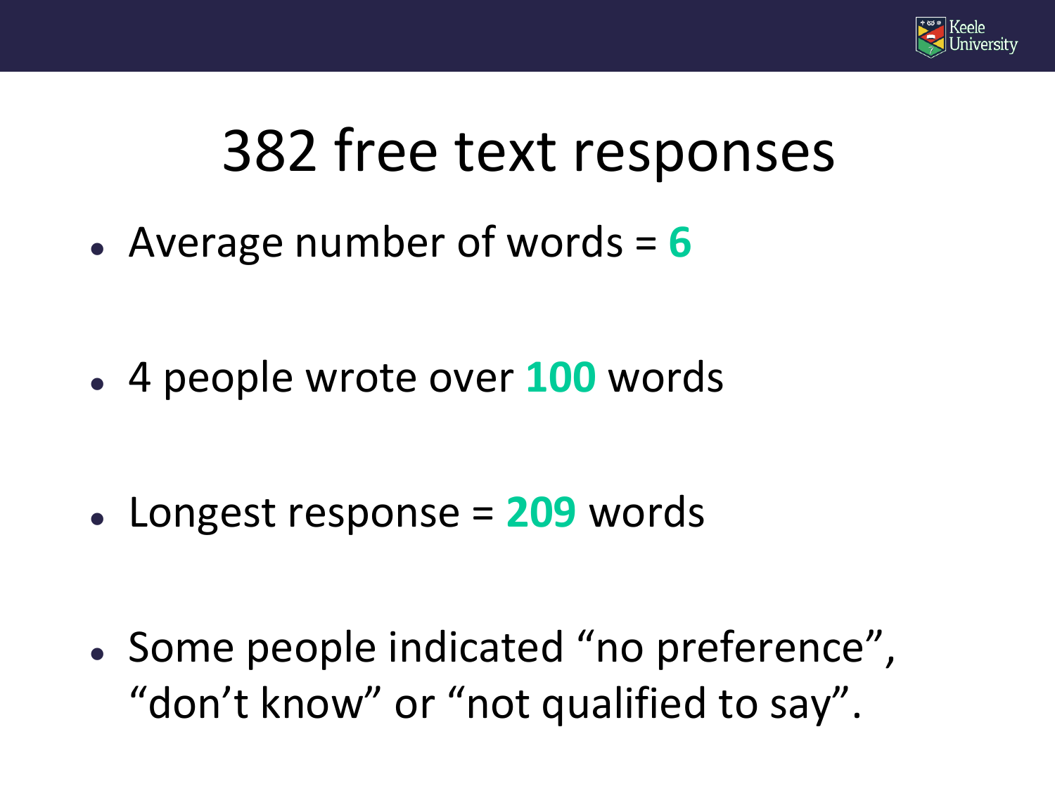# 382 free text responses

- Average number of words = **6**
- 4 people wrote over **100** words
- Longest response = **209** words
- Some people indicated "no preference", "don't know" or "not qualified to say".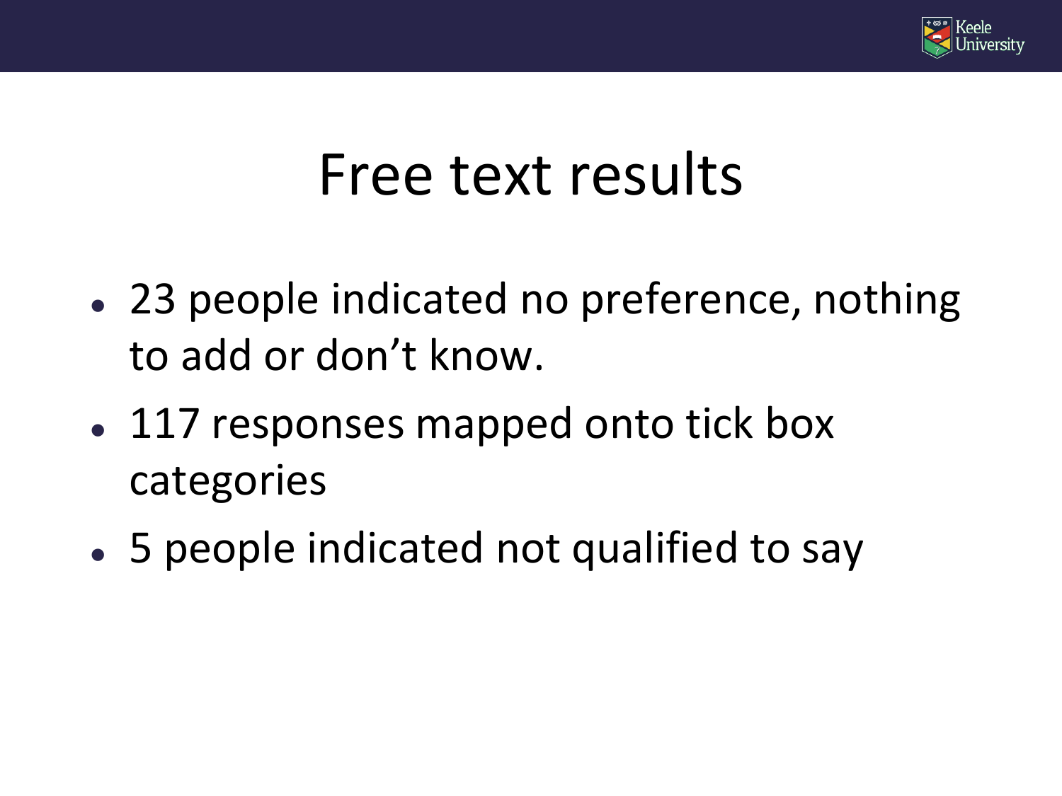# Free text results

- 23 people indicated no preference, nothing to add or don't know.
- 117 responses mapped onto tick box categories
- 5 people indicated not qualified to say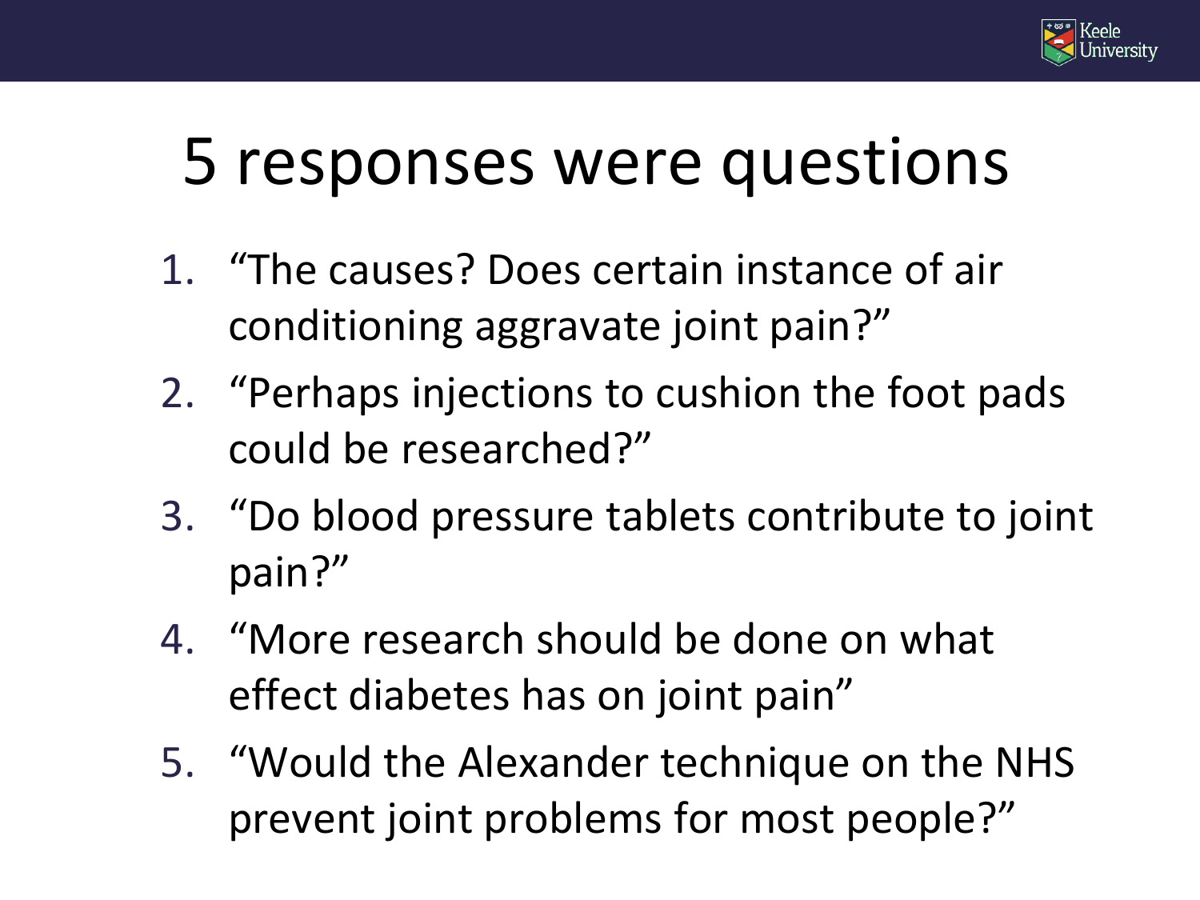# 5 responses were questions

1. “The causes? Does certain instance of air conditioning aggravate joint pain?”
2. “Perhaps injections to cushion the foot pads could be researched?”
3. “Do blood pressure tablets contribute to joint pain?”
4. “More research should be done on what effect diabetes has on joint pain”
5. “Would the Alexander technique on the NHS prevent joint problems for most people?”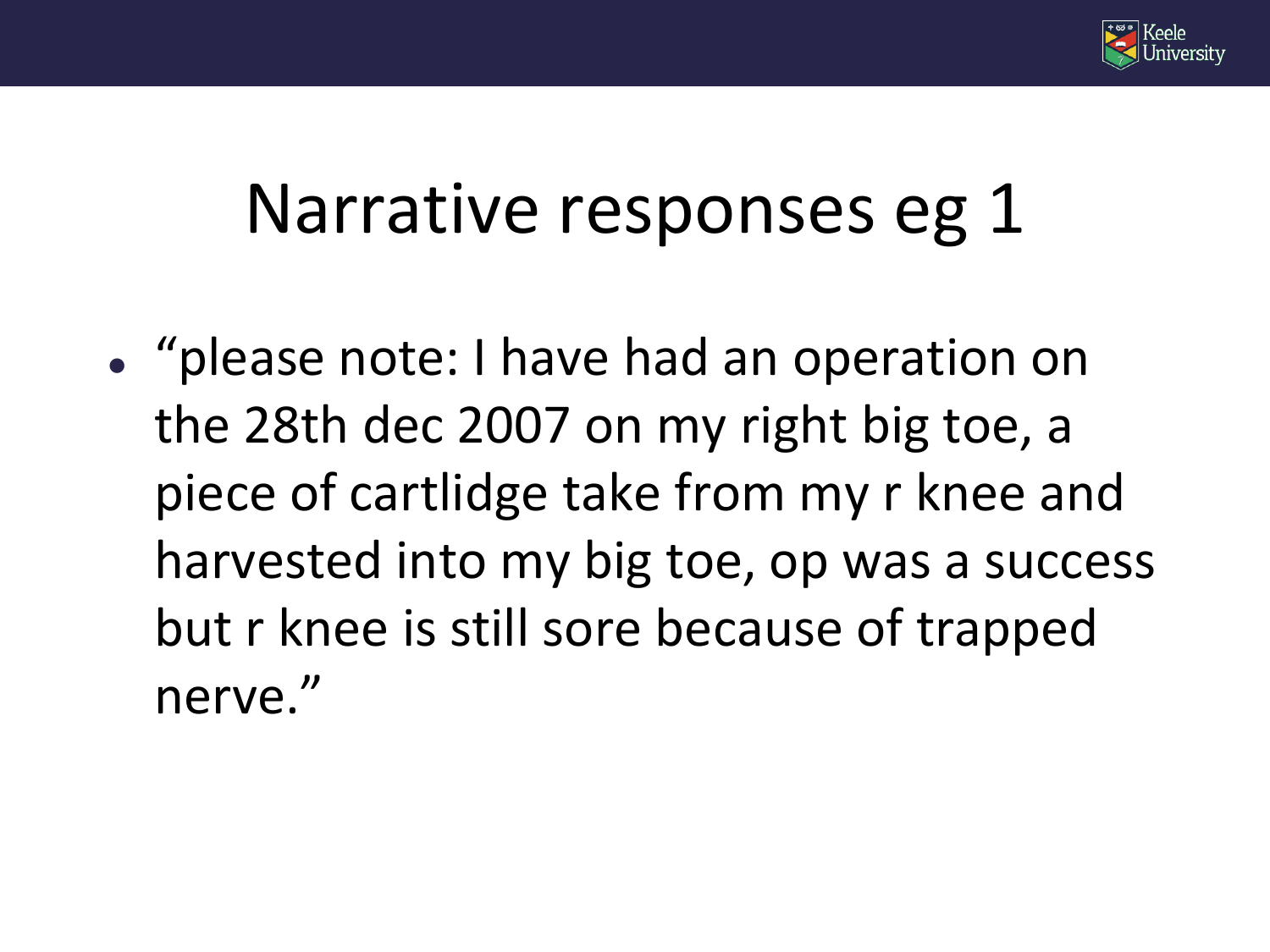# Narrative responses eg 1

- "please note: I have had an operation on the 28th dec 2007 on my right big toe, a piece of cartlidge take from my r knee and harvested into my big toe, op was a success but r knee is still sore because of trapped nerve."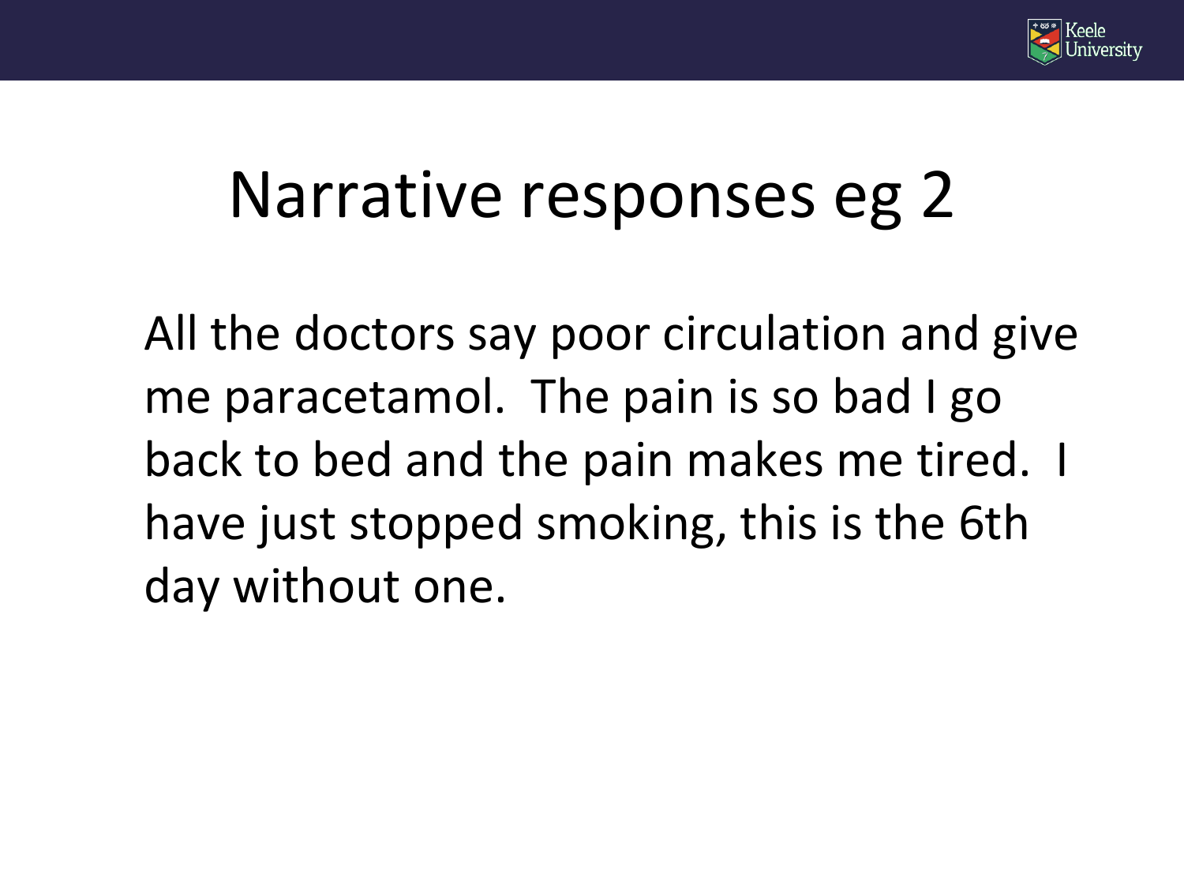# Narrative responses eg 2

All the doctors say poor circulation and give me paracetamol. The pain is so bad I go back to bed and the pain makes me tired. I have just stopped smoking, this is the 6th day without one.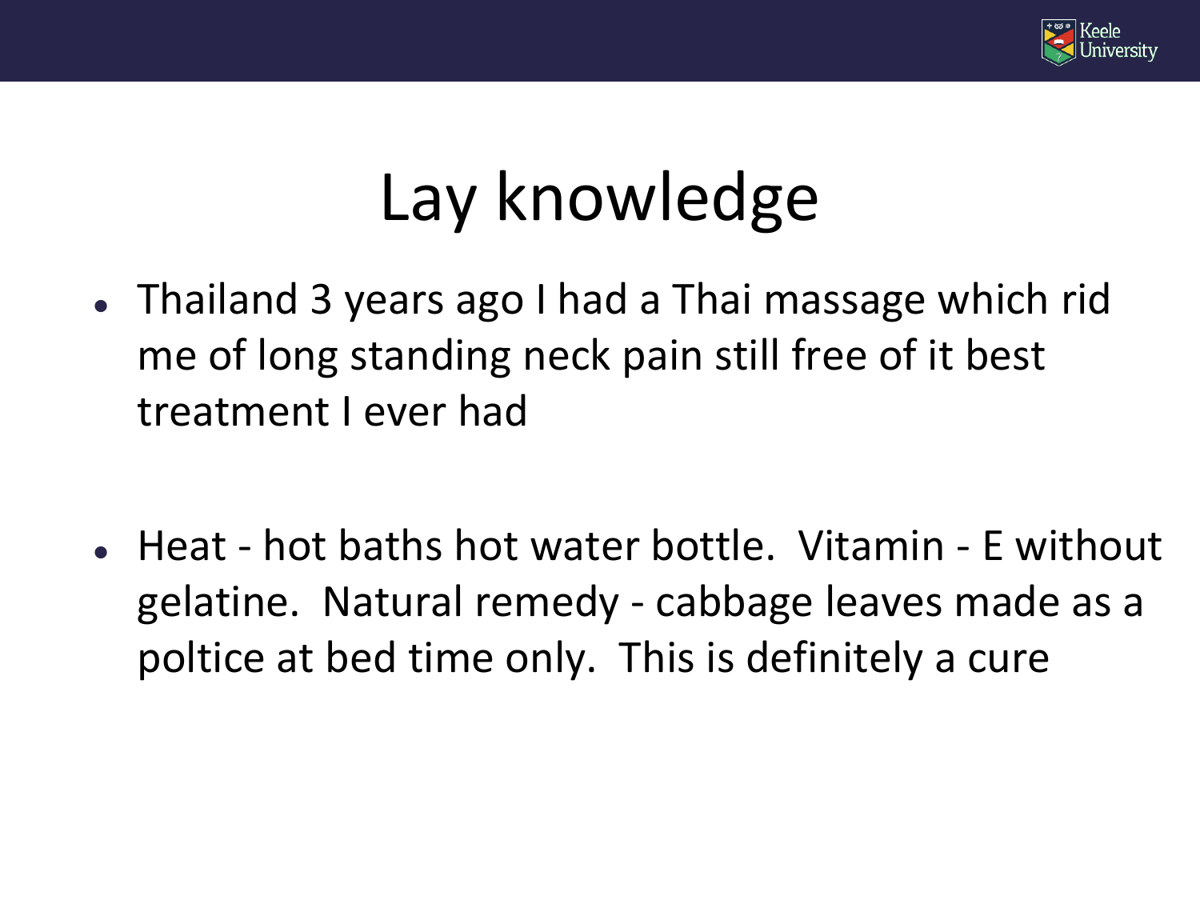# Lay knowledge

- Thailand 3 years ago I had a Thai massage which rid me of long standing neck pain still free of it best treatment I ever had

- Heat - hot baths hot water bottle.  Vitamin - E without gelatine.  Natural remedy - cabbage leaves made as a poltice at bed time only.  This is definitely a cure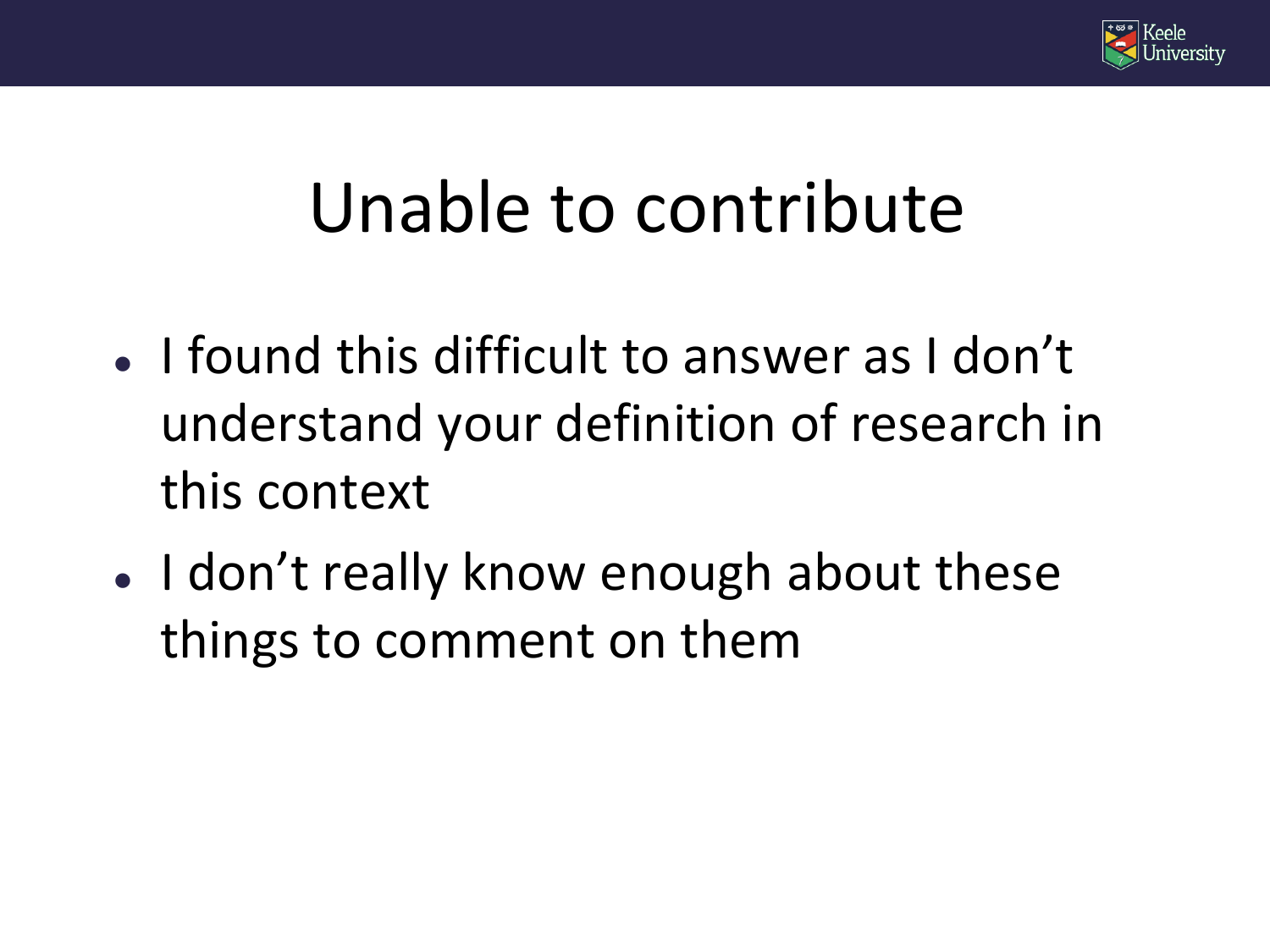# Unable to contribute

- I found this difficult to answer as I don't understand your definition of research in this context
- I don't really know enough about these things to comment on them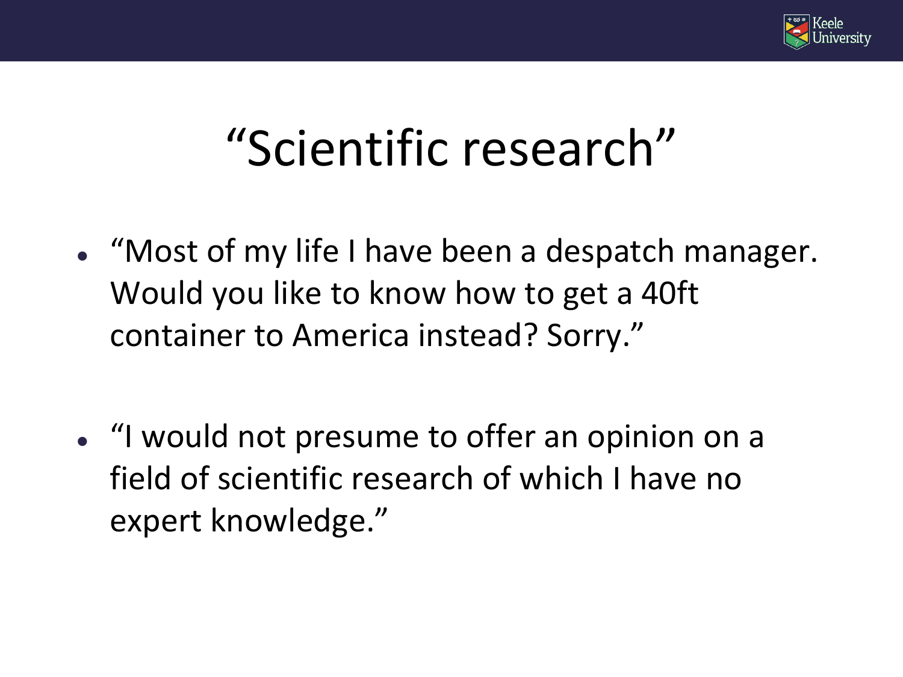# "Scientific research"

- "Most of my life I have been a despatch manager. Would you like to know how to get a 40ft container to America instead? Sorry."

- "I would not presume to offer an opinion on a field of scientific research of which I have no expert knowledge."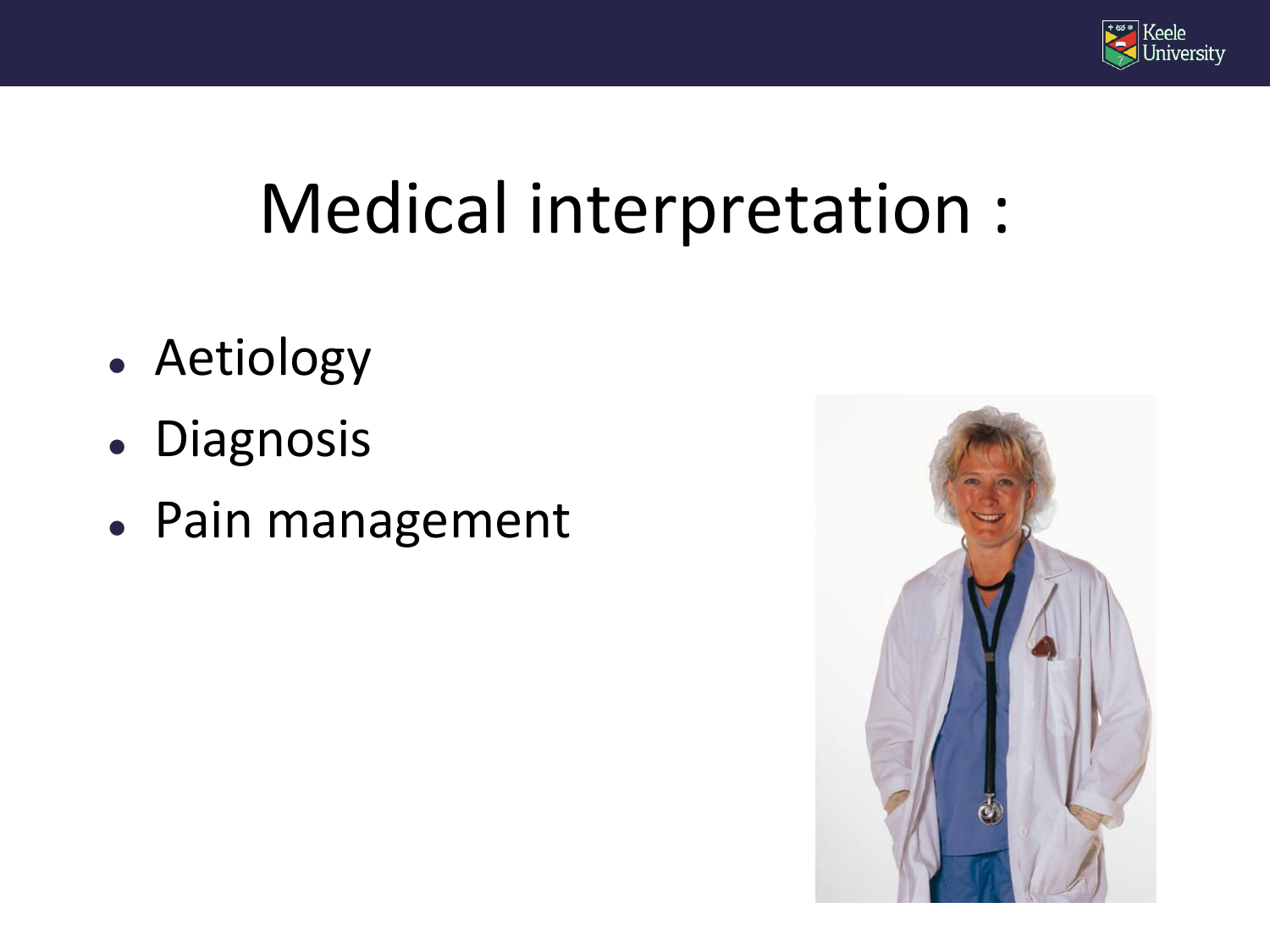# Medical interpretation :

- Aetiology
- Diagnosis
- Pain management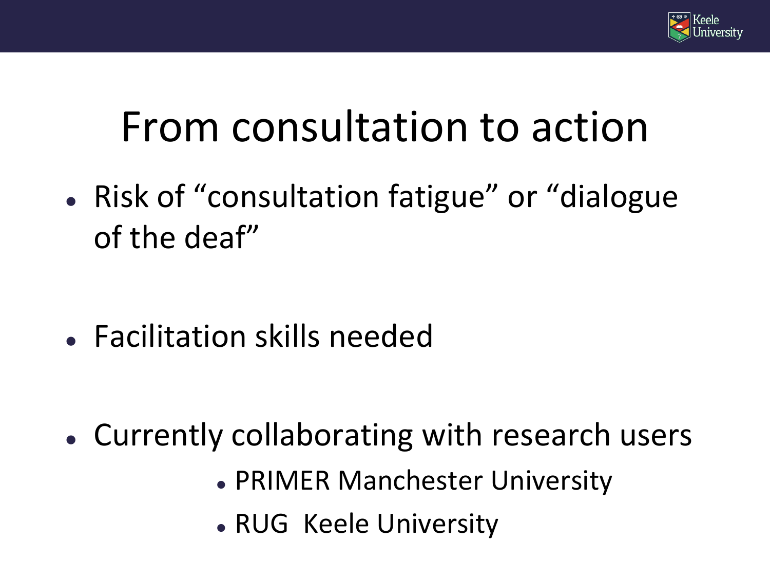# From consultation to action

- Risk of "consultation fatigue" or "dialogue of the deaf"
- Facilitation skills needed
- Currently collaborating with research users
  - PRIMER Manchester University
  - RUG Keele University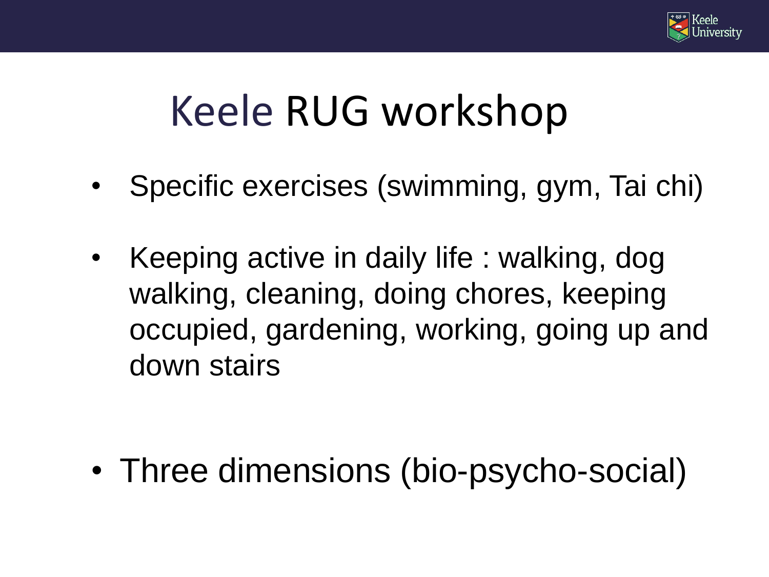# Keele RUG workshop

- Specific exercises (swimming, gym, Tai chi)
- Keeping active in daily life : walking, dog walking, cleaning, doing chores, keeping occupied, gardening, working, going up and down stairs

- Three dimensions (bio-psycho-social)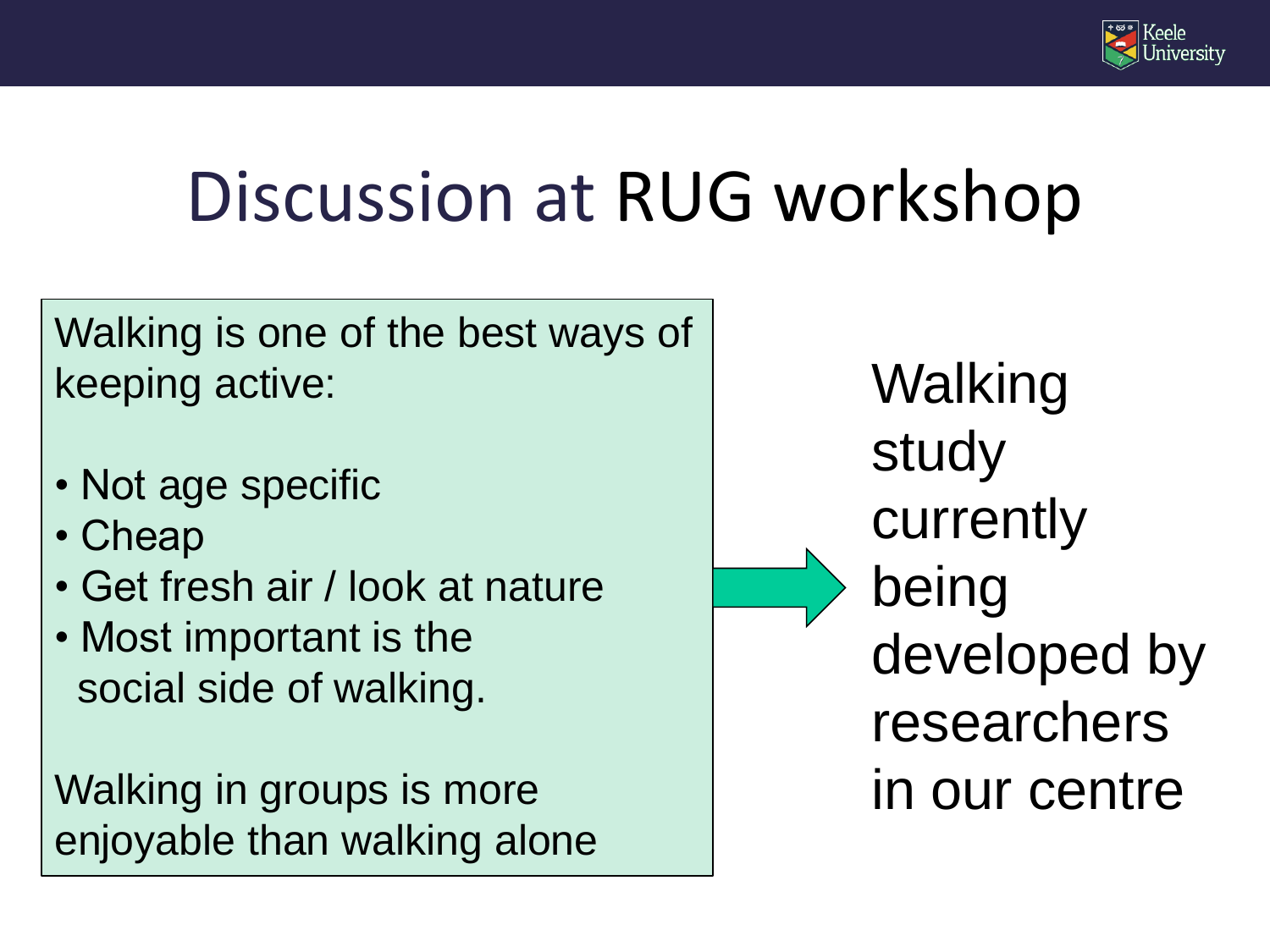# Discussion at RUG workshop

Walking is one of the best ways of keeping active:

- Not age specific
- Cheap
- Get fresh air / look at nature
- Most important is the social side of walking.

Walking in groups is more enjoyable than walking alone

Walking study currently being developed by researchers in our centre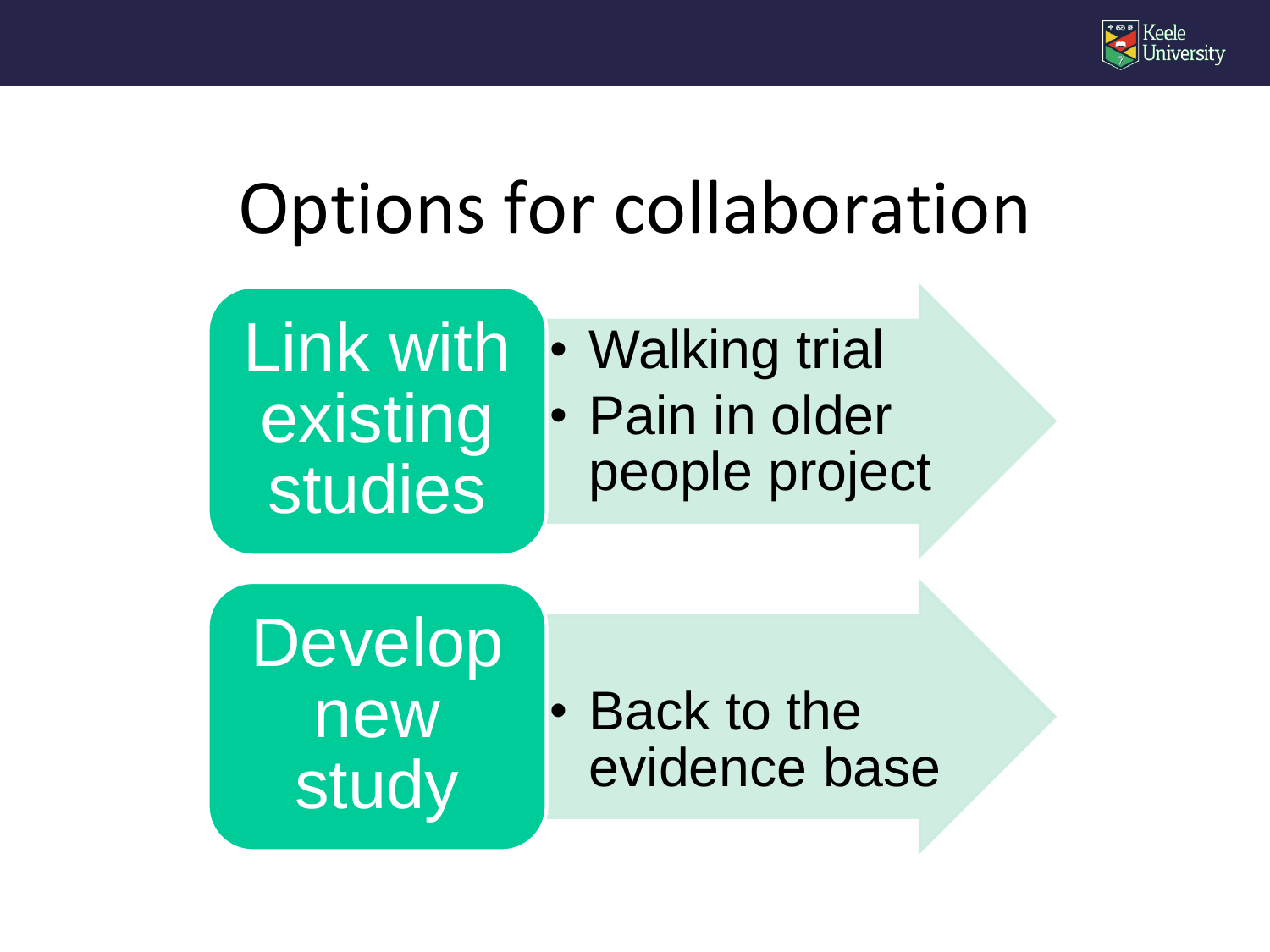# Options for collaboration

**Link with existing studies**

- Walking trial
- Pain in older people project

**Develop new study**

- Back to the evidence base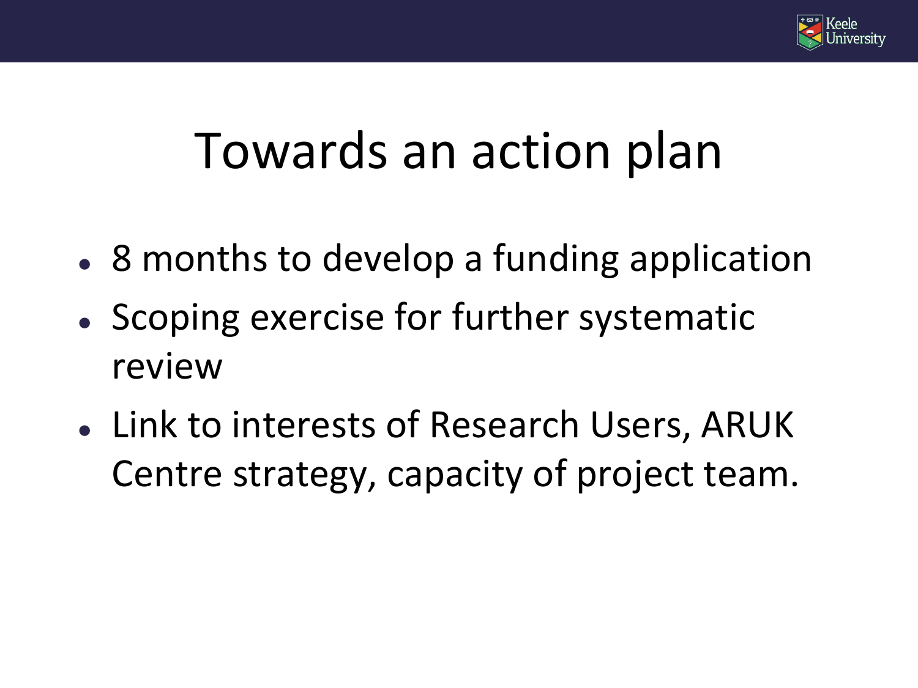# Towards an action plan

- 8 months to develop a funding application
- Scoping exercise for further systematic review
- Link to interests of Research Users, ARUK Centre strategy, capacity of project team.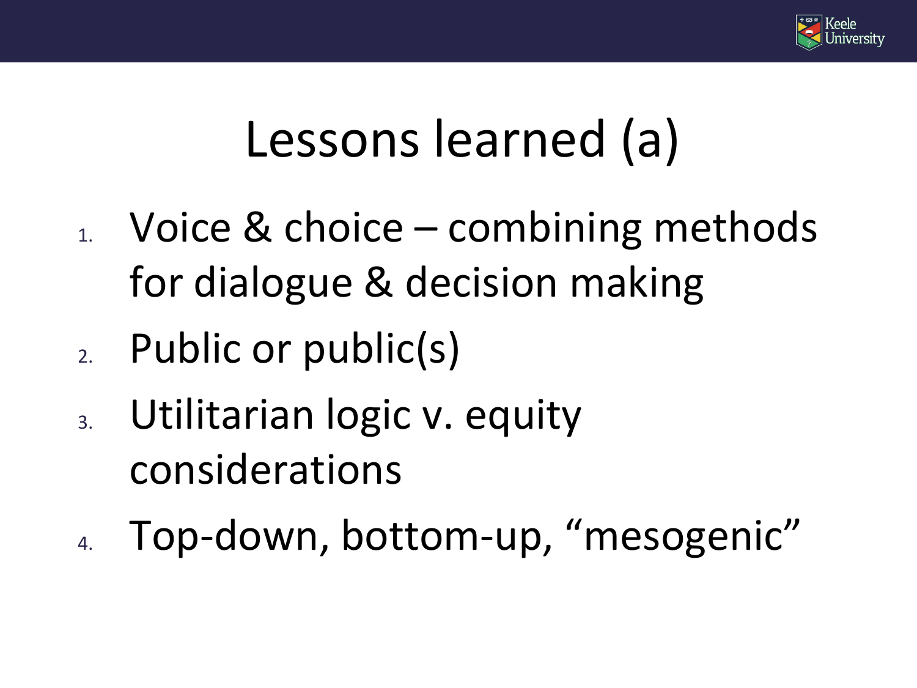# Lessons learned (a)

1. Voice & choice – combining methods for dialogue & decision making
2. Public or public(s)
3. Utilitarian logic v. equity considerations
4. Top-down, bottom-up, “mesogenic”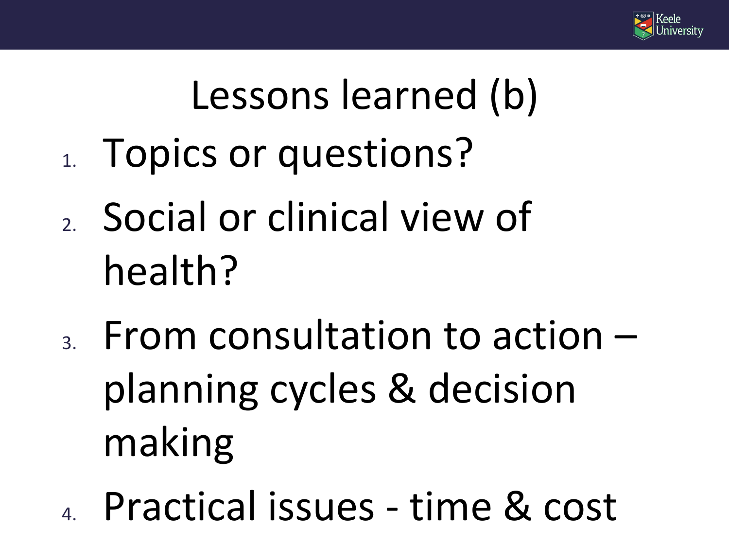# Lessons learned (b)

1. Topics or questions?
2. Social or clinical view of health?
3. From consultation to action – planning cycles & decision making
4. Practical issues - time & cost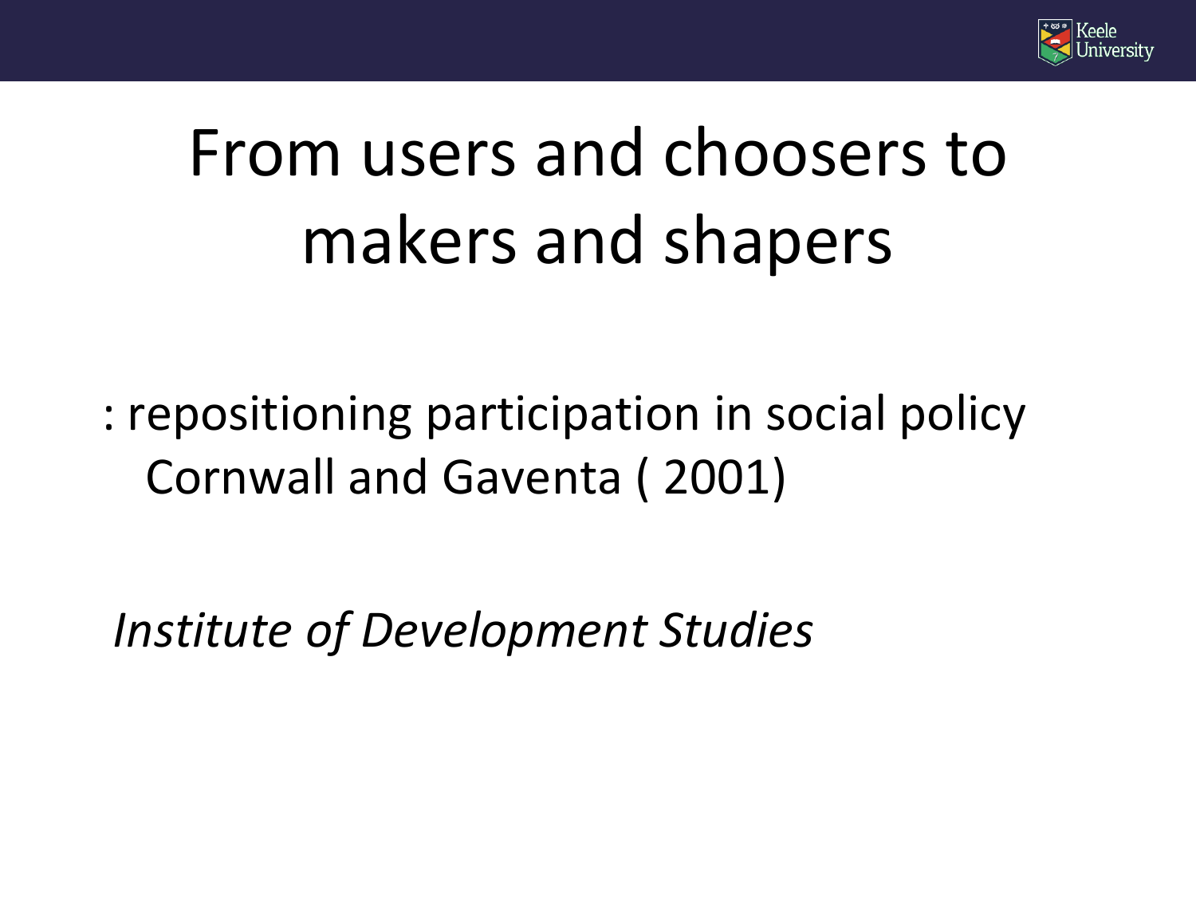# From users and choosers to makers and shapers

: repositioning participation in social policy
Cornwall and Gaventa ( 2001)

*Institute of Development Studies*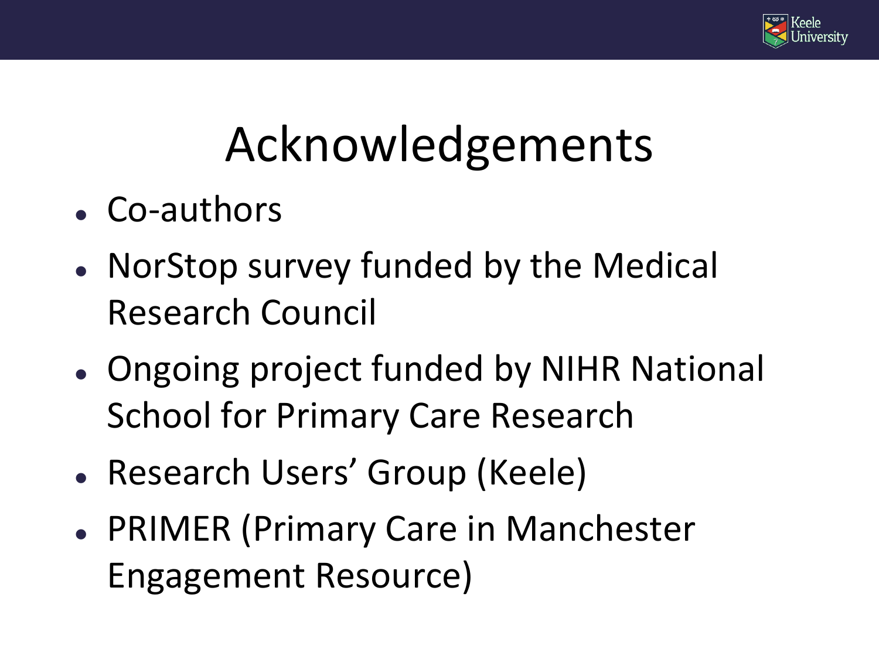# Acknowledgements

- Co-authors
- NorStop survey funded by the Medical Research Council
- Ongoing project funded by NIHR National School for Primary Care Research
- Research Users' Group (Keele)
- PRIMER (Primary Care in Manchester Engagement Resource)